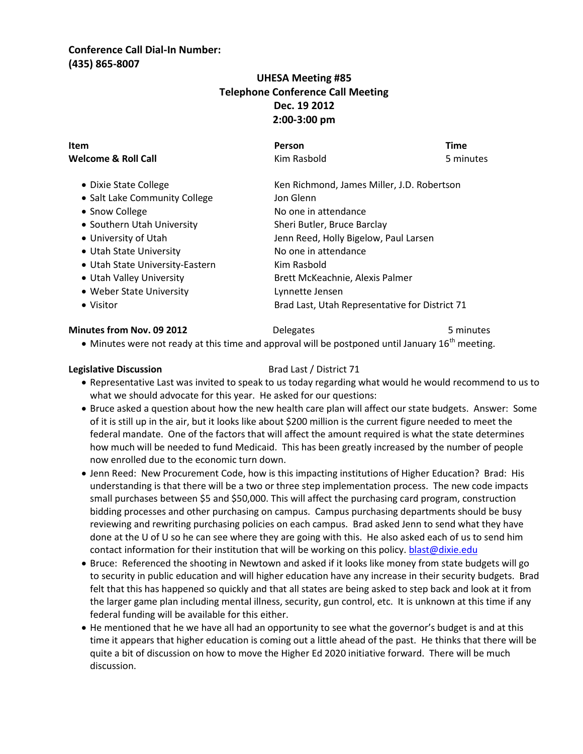**Conference Call Dial-In Number:**
**(435) 865-8007**

## UHESA Meeting #85
## Telephone Conference Call Meeting
## Dec. 19 2012
## 2:00-3:00 pm

| Item | Person | Time |
|---|---|---|
| **Welcome & Roll Call** | Kim Rasbold | 5 minutes |

| | |
|---|---|
| • Dixie State College | Ken Richmond, James Miller, J.D. Robertson |
| • Salt Lake Community College | Jon Glenn |
| • Snow College | No one in attendance |
| • Southern Utah University | Sheri Butler, Bruce Barclay |
| • University of Utah | Jenn Reed, Holly Bigelow, Paul Larsen |
| • Utah State University | No one in attendance |
| • Utah State University-Eastern | Kim Rasbold |
| • Utah Valley University | Brett McKeachnie, Alexis Palmer |
| • Weber State University | Lynnette Jensen |
| • Visitor | Brad Last, Utah Representative for District 71 |

**Minutes from Nov. 09 2012** — Delegates — 5 minutes

- Minutes were not ready at this time and approval will be postponed until January 16th meeting.

**Legislative Discussion** — Brad Last / District 71

- Representative Last was invited to speak to us today regarding what would he would recommend to us to what we should advocate for this year. He asked for our questions:
- Bruce asked a question about how the new health care plan will affect our state budgets. Answer: Some of it is still up in the air, but it looks like about $200 million is the current figure needed to meet the federal mandate. One of the factors that will affect the amount required is what the state determines how much will be needed to fund Medicaid. This has been greatly increased by the number of people now enrolled due to the economic turn down.
- Jenn Reed: New Procurement Code, how is this impacting institutions of Higher Education? Brad: His understanding is that there will be a two or three step implementation process. The new code impacts small purchases between $5 and $50,000. This will affect the purchasing card program, construction bidding processes and other purchasing on campus. Campus purchasing departments should be busy reviewing and rewriting purchasing policies on each campus. Brad asked Jenn to send what they have done at the U of U so he can see where they are going with this. He also asked each of us to send him contact information for their institution that will be working on this policy. blast@dixie.edu
- Bruce: Referenced the shooting in Newtown and asked if it looks like money from state budgets will go to security in public education and will higher education have any increase in their security budgets. Brad felt that this has happened so quickly and that all states are being asked to step back and look at it from the larger game plan including mental illness, security, gun control, etc. It is unknown at this time if any federal funding will be available for this either.
- He mentioned that he we have all had an opportunity to see what the governor's budget is and at this time it appears that higher education is coming out a little ahead of the past. He thinks that there will be quite a bit of discussion on how to move the Higher Ed 2020 initiative forward. There will be much discussion.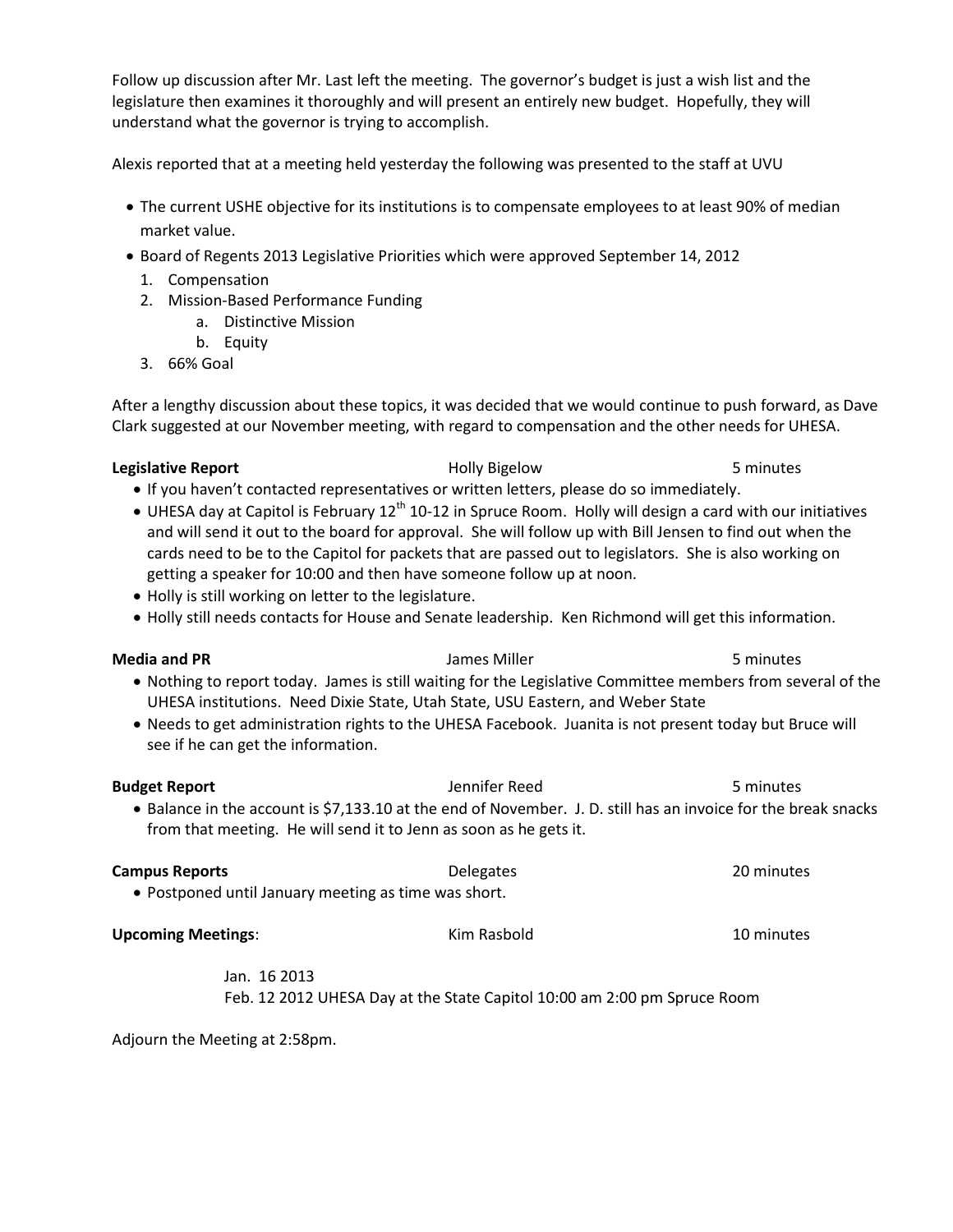Follow up discussion after Mr. Last left the meeting. The governor's budget is just a wish list and the legislature then examines it thoroughly and will present an entirely new budget. Hopefully, they will understand what the governor is trying to accomplish.

Alexis reported that at a meeting held yesterday the following was presented to the staff at UVU

- The current USHE objective for its institutions is to compensate employees to at least 90% of median market value.
- Board of Regents 2013 Legislative Priorities which were approved September 14, 2012
  1. Compensation
  2. Mission-Based Performance Funding
     a. Distinctive Mission
     b. Equity
  3. 66% Goal

After a lengthy discussion about these topics, it was decided that we would continue to push forward, as Dave Clark suggested at our November meeting, with regard to compensation and the other needs for UHESA.

**Legislative Report** Holly Bigelow 5 minutes

- If you haven't contacted representatives or written letters, please do so immediately.
- UHESA day at Capitol is February 12th 10-12 in Spruce Room. Holly will design a card with our initiatives and will send it out to the board for approval. She will follow up with Bill Jensen to find out when the cards need to be to the Capitol for packets that are passed out to legislators. She is also working on getting a speaker for 10:00 and then have someone follow up at noon.
- Holly is still working on letter to the legislature.
- Holly still needs contacts for House and Senate leadership. Ken Richmond will get this information.

**Media and PR** James Miller 5 minutes

- Nothing to report today. James is still waiting for the Legislative Committee members from several of the UHESA institutions. Need Dixie State, Utah State, USU Eastern, and Weber State
- Needs to get administration rights to the UHESA Facebook. Juanita is not present today but Bruce will see if he can get the information.

**Budget Report** Jennifer Reed 5 minutes

- Balance in the account is $7,133.10 at the end of November. J. D. still has an invoice for the break snacks from that meeting. He will send it to Jenn as soon as he gets it.

**Campus Reports** Delegates 20 minutes

- Postponed until January meeting as time was short.

**Upcoming Meetings**: Kim Rasbold 10 minutes

Jan. 16 2013
Feb. 12 2012 UHESA Day at the State Capitol 10:00 am 2:00 pm Spruce Room

Adjourn the Meeting at 2:58pm.